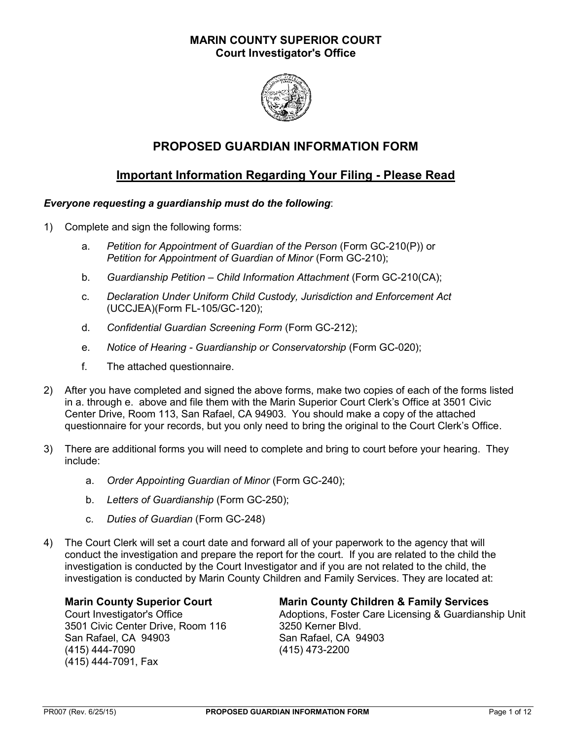**MARIN COUNTY SUPERIOR COURT**
**Court Investigator's Office**

# PROPOSED GUARDIAN INFORMATION FORM

## Important Information Regarding Your Filing - Please Read

***Everyone requesting a guardianship must do the following***:

1) Complete and sign the following forms:

   a. *Petition for Appointment of Guardian of the Person* (Form GC-210(P)) or *Petition for Appointment of Guardian of Minor* (Form GC-210);

   b. *Guardianship Petition – Child Information Attachment* (Form GC-210(CA);

   c. *Declaration Under Uniform Child Custody, Jurisdiction and Enforcement Act* (UCCJEA)(Form FL-105/GC-120);

   d. *Confidential Guardian Screening Form* (Form GC-212);

   e. *Notice of Hearing - Guardianship or Conservatorship* (Form GC-020);

   f. The attached questionnaire.

2) After you have completed and signed the above forms, make two copies of each of the forms listed in a. through e. above and file them with the Marin Superior Court Clerk's Office at 3501 Civic Center Drive, Room 113, San Rafael, CA 94903. You should make a copy of the attached questionnaire for your records, but you only need to bring the original to the Court Clerk's Office.

3) There are additional forms you will need to complete and bring to court before your hearing. They include:

   a. *Order Appointing Guardian of Minor* (Form GC-240);

   b. *Letters of Guardianship* (Form GC-250);

   c. *Duties of Guardian* (Form GC-248)

4) The Court Clerk will set a court date and forward all of your paperwork to the agency that will conduct the investigation and prepare the report for the court. If you are related to the child the investigation is conducted by the Court Investigator and if you are not related to the child, the investigation is conducted by Marin County Children and Family Services. They are located at:

   **Marin County Superior Court**
   Court Investigator's Office
   3501 Civic Center Drive, Room 116
   San Rafael, CA 94903
   (415) 444-7090
   (415) 444-7091, Fax

   **Marin County Children & Family Services**
   Adoptions, Foster Care Licensing & Guardianship Unit
   3250 Kerner Blvd.
   San Rafael, CA 94903
   (415) 473-2200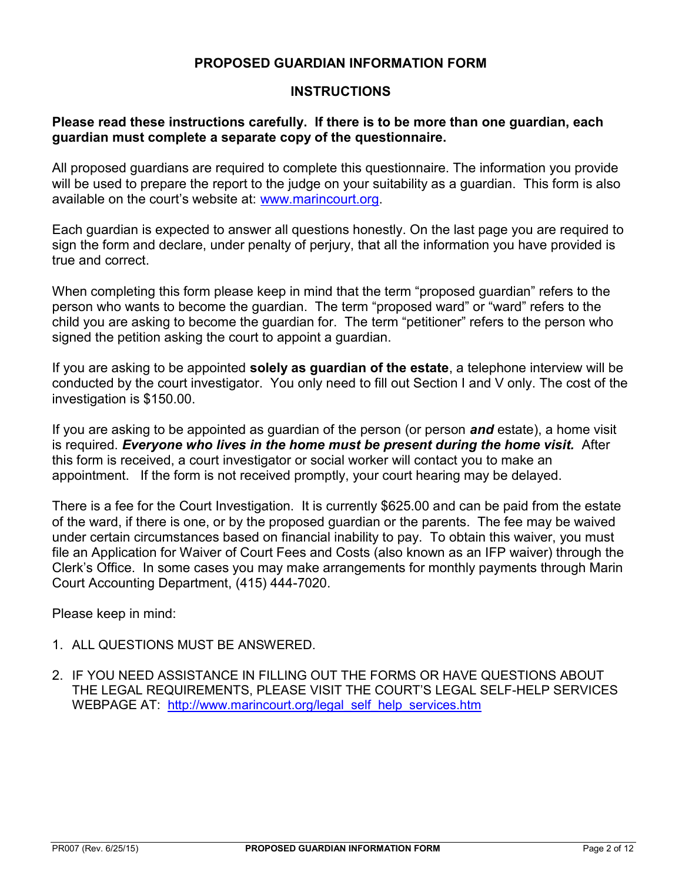# PROPOSED GUARDIAN INFORMATION FORM

## INSTRUCTIONS

**Please read these instructions carefully. If there is to be more than one guardian, each guardian must complete a separate copy of the questionnaire.**

All proposed guardians are required to complete this questionnaire. The information you provide will be used to prepare the report to the judge on your suitability as a guardian. This form is also available on the court's website at: [www.marincourt.org](www.marincourt.org).

Each guardian is expected to answer all questions honestly. On the last page you are required to sign the form and declare, under penalty of perjury, that all the information you have provided is true and correct.

When completing this form please keep in mind that the term "proposed guardian" refers to the person who wants to become the guardian. The term "proposed ward" or "ward" refers to the child you are asking to become the guardian for. The term "petitioner" refers to the person who signed the petition asking the court to appoint a guardian.

If you are asking to be appointed **solely as guardian of the estate**, a telephone interview will be conducted by the court investigator. You only need to fill out Section I and V only. The cost of the investigation is $150.00.

If you are asking to be appointed as guardian of the person (or person ***and*** estate), a home visit is required. ***Everyone who lives in the home must be present during the home visit.*** After this form is received, a court investigator or social worker will contact you to make an appointment. If the form is not received promptly, your court hearing may be delayed.

There is a fee for the Court Investigation. It is currently $625.00 and can be paid from the estate of the ward, if there is one, or by the proposed guardian or the parents. The fee may be waived under certain circumstances based on financial inability to pay. To obtain this waiver, you must file an Application for Waiver of Court Fees and Costs (also known as an IFP waiver) through the Clerk's Office. In some cases you may make arrangements for monthly payments through Marin Court Accounting Department, (415) 444-7020.

Please keep in mind:

1. ALL QUESTIONS MUST BE ANSWERED.
2. IF YOU NEED ASSISTANCE IN FILLING OUT THE FORMS OR HAVE QUESTIONS ABOUT THE LEGAL REQUIREMENTS, PLEASE VISIT THE COURT'S LEGAL SELF-HELP SERVICES WEBPAGE AT: [http://www.marincourt.org/legal_self_help_services.htm](http://www.marincourt.org/legal_self_help_services.htm)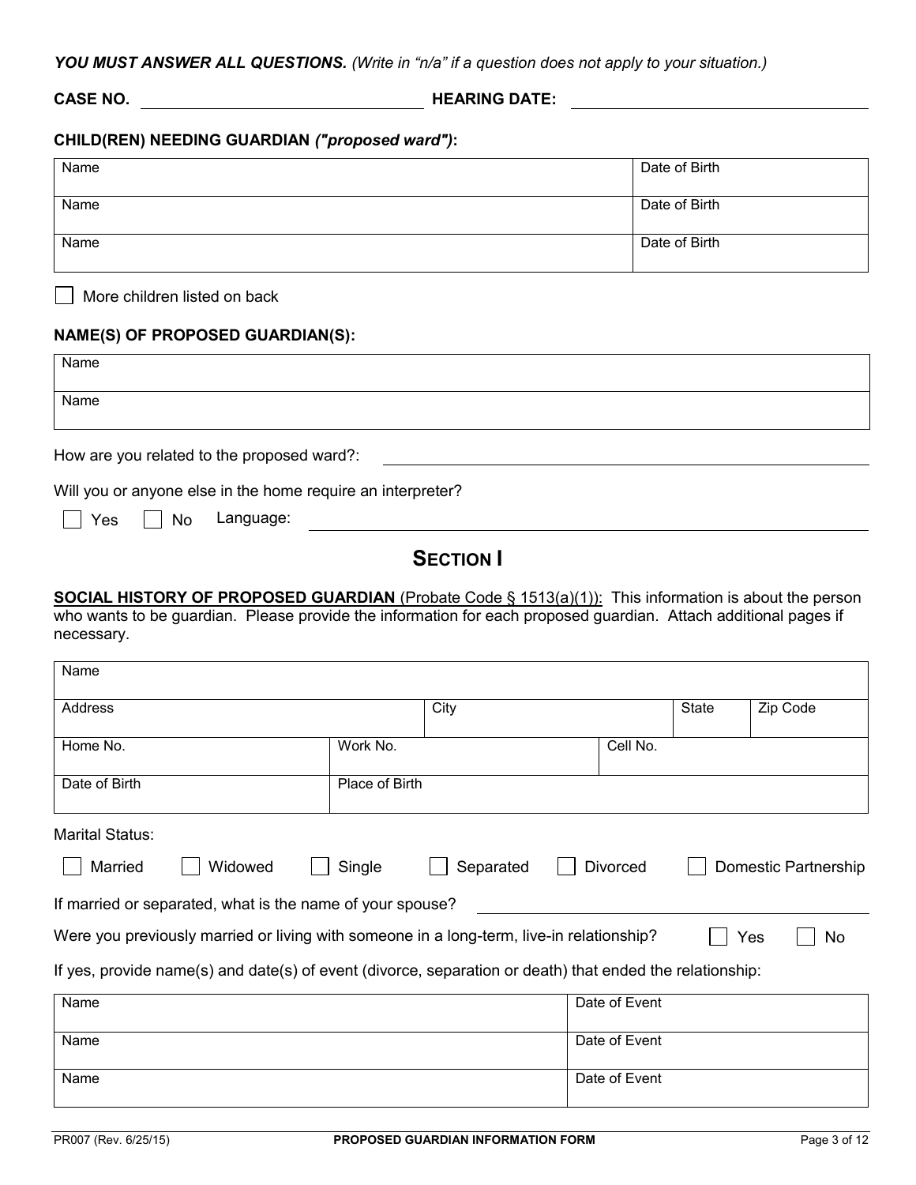***YOU MUST ANSWER ALL QUESTIONS.*** *(Write in "n/a" if a question does not apply to your situation.)*

**CASE NO.** ______________________ **HEARING DATE:** ______________________

**CHILD(REN) NEEDING GUARDIAN *("proposed ward")*:**

| Name | Date of Birth |
|---|---|
| Name | Date of Birth |
| Name | Date of Birth |

☐ More children listed on back

**NAME(S) OF PROPOSED GUARDIAN(S):**

| Name |
|---|
| Name |

How are you related to the proposed ward?: ______________________

Will you or anyone else in the home require an interpreter?

☐ Yes ☐ No Language: ______________________

## SECTION I

**SOCIAL HISTORY OF PROPOSED GUARDIAN** (Probate Code § 1513(a)(1)): This information is about the person who wants to be guardian. Please provide the information for each proposed guardian. Attach additional pages if necessary.

| Name | | | | |
|---|---|---|---|---|
| Address | | City | State | Zip Code |
| Home No. | Work No. | | Cell No. | |
| Date of Birth | Place of Birth | | | |

Marital Status:

☐ Married ☐ Widowed ☐ Single ☐ Separated ☐ Divorced ☐ Domestic Partnership

If married or separated, what is the name of your spouse? ______________________

Were you previously married or living with someone in a long-term, live-in relationship? ☐ Yes ☐ No

If yes, provide name(s) and date(s) of event (divorce, separation or death) that ended the relationship:

| Name | Date of Event |
|---|---|
| Name | Date of Event |
| Name | Date of Event |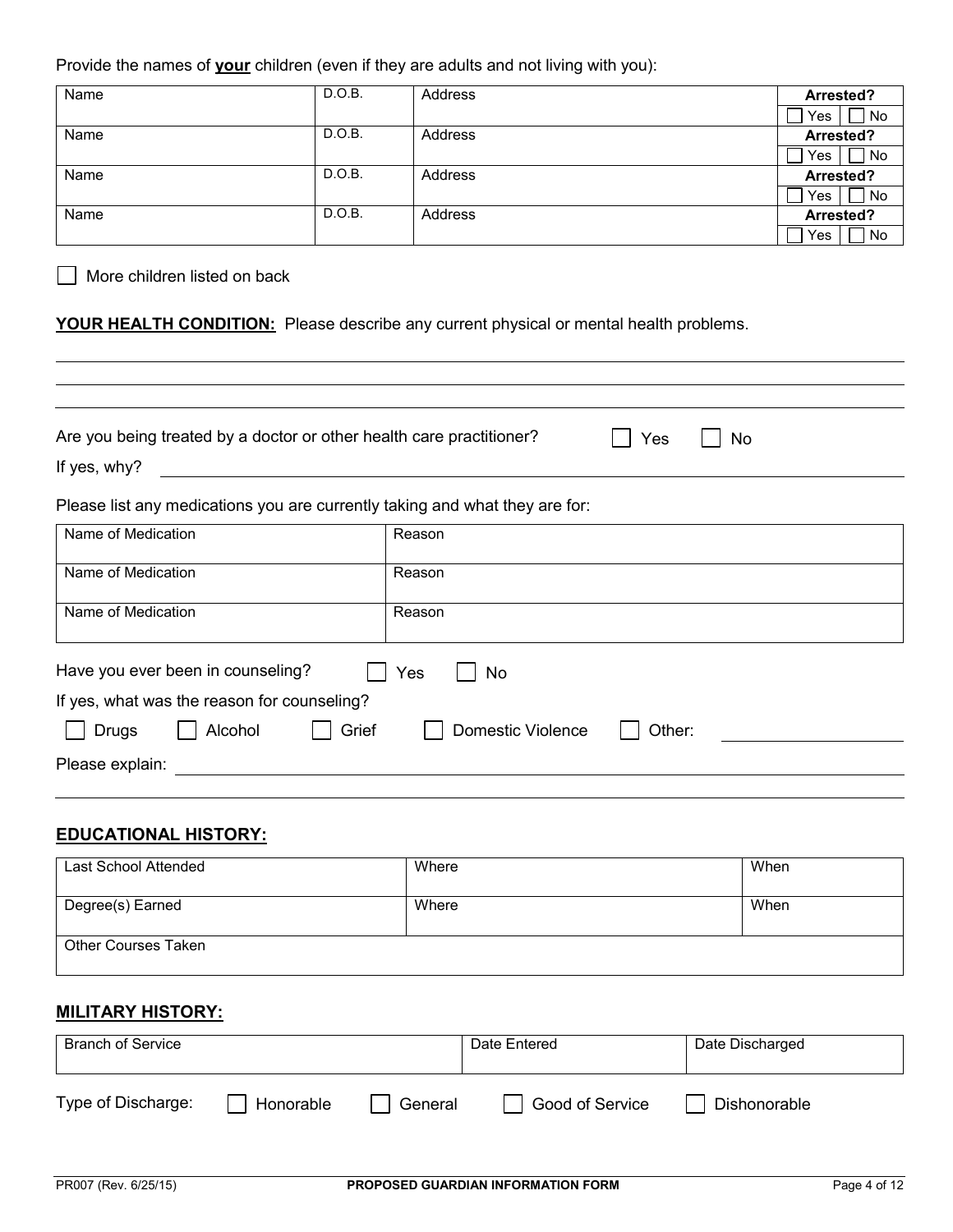Provide the names of **your** children (even if they are adults and not living with you):

| Name | D.O.B. | Address | Arrested? |
|---|---|---|---|
| | | | ☐ Yes ☐ No |
| | | | ☐ Yes ☐ No |
| | | | ☐ Yes ☐ No |
| | | | ☐ Yes ☐ No |

☐ More children listed on back

**YOUR HEALTH CONDITION:** Please describe any current physical or mental health problems.

_______________________________________________

_______________________________________________

_______________________________________________

Are you being treated by a doctor or other health care practitioner? ☐ Yes ☐ No

If yes, why? _______________________________________________

Please list any medications you are currently taking and what they are for:

| Name of Medication | Reason |
|---|---|
| | |
| | |
| | |

Have you ever been in counseling? ☐ Yes ☐ No

If yes, what was the reason for counseling?

☐ Drugs ☐ Alcohol ☐ Grief ☐ Domestic Violence ☐ Other: ____________

Please explain: _______________________________________________

_______________________________________________

## EDUCATIONAL HISTORY:

| Last School Attended | Where | When |
|---|---|---|
| | | |

| Degree(s) Earned | Where | When |
|---|---|---|
| | | |

| Other Courses Taken |
|---|
| |

## MILITARY HISTORY:

| Branch of Service | Date Entered | Date Discharged |
|---|---|---|
| | | |

Type of Discharge: ☐ Honorable ☐ General ☐ Good of Service ☐ Dishonorable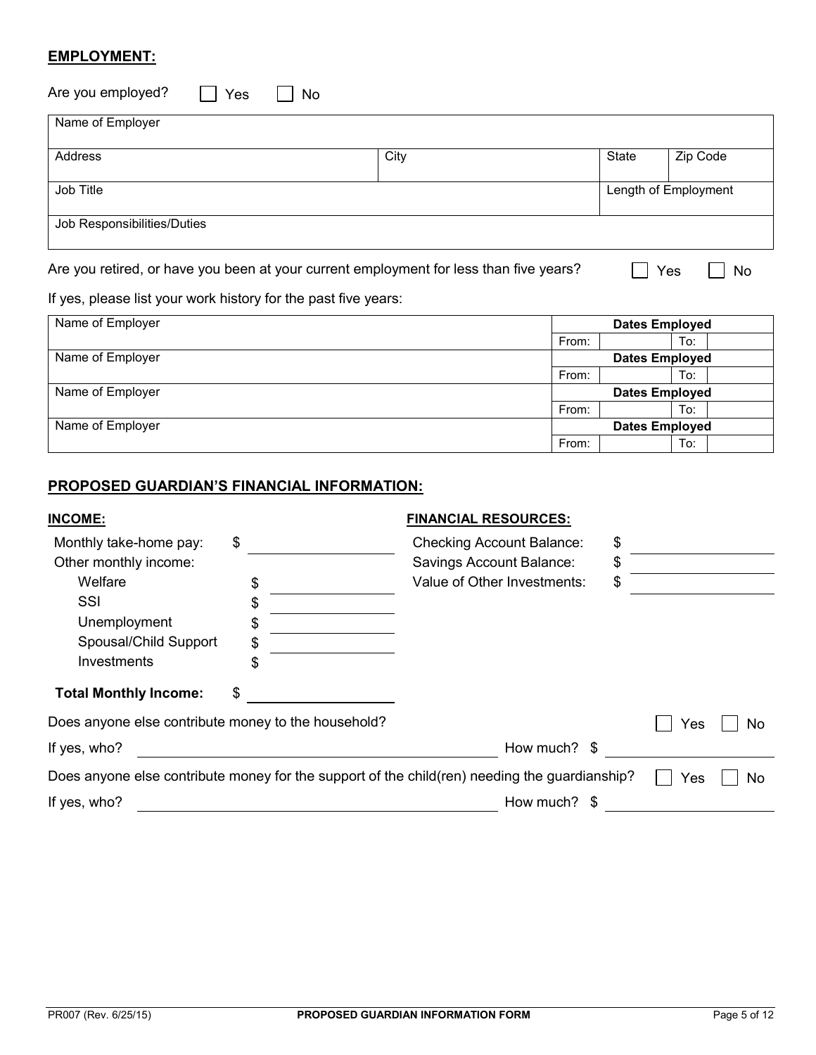## EMPLOYMENT:

Are you employed? ☐ Yes ☐ No

| Name of Employer | | | |
|---|---|---|---|
| **Address** | **City** | **State** | **Zip Code** |
| | | | |
| **Job Title** | | **Length of Employment** | |
| | | | |
| **Job Responsibilities/Duties** | | | |
| | | | |

Are you retired, or have you been at your current employment for less than five years? ☐ Yes ☐ No

If yes, please list your work history for the past five years:

| Name of Employer | Dates Employed | | | |
|---|---|---|---|---|
| | From: | | To: | |
| **Name of Employer** | **Dates Employed** | | | |
| | From: | | To: | |
| **Name of Employer** | **Dates Employed** | | | |
| | From: | | To: | |
| **Name of Employer** | **Dates Employed** | | | |
| | From: | | To: | |

## PROPOSED GUARDIAN'S FINANCIAL INFORMATION:

**INCOME:**

Monthly take-home pay: $ ____________

Other monthly income:

- Welfare $ ____________
- SSI $ ____________
- Unemployment $ ____________
- Spousal/Child Support $ ____________
- Investments $ ____________

**Total Monthly Income:** $ ____________

**FINANCIAL RESOURCES:**

Checking Account Balance: $ ____________

Savings Account Balance: $ ____________

Value of Other Investments: $ ____________

Does anyone else contribute money to the household? ☐ Yes ☐ No

If yes, who? ____________ How much? $ ____________

Does anyone else contribute money for the support of the child(ren) needing the guardianship? ☐ Yes ☐ No

If yes, who? ____________ How much? $ ____________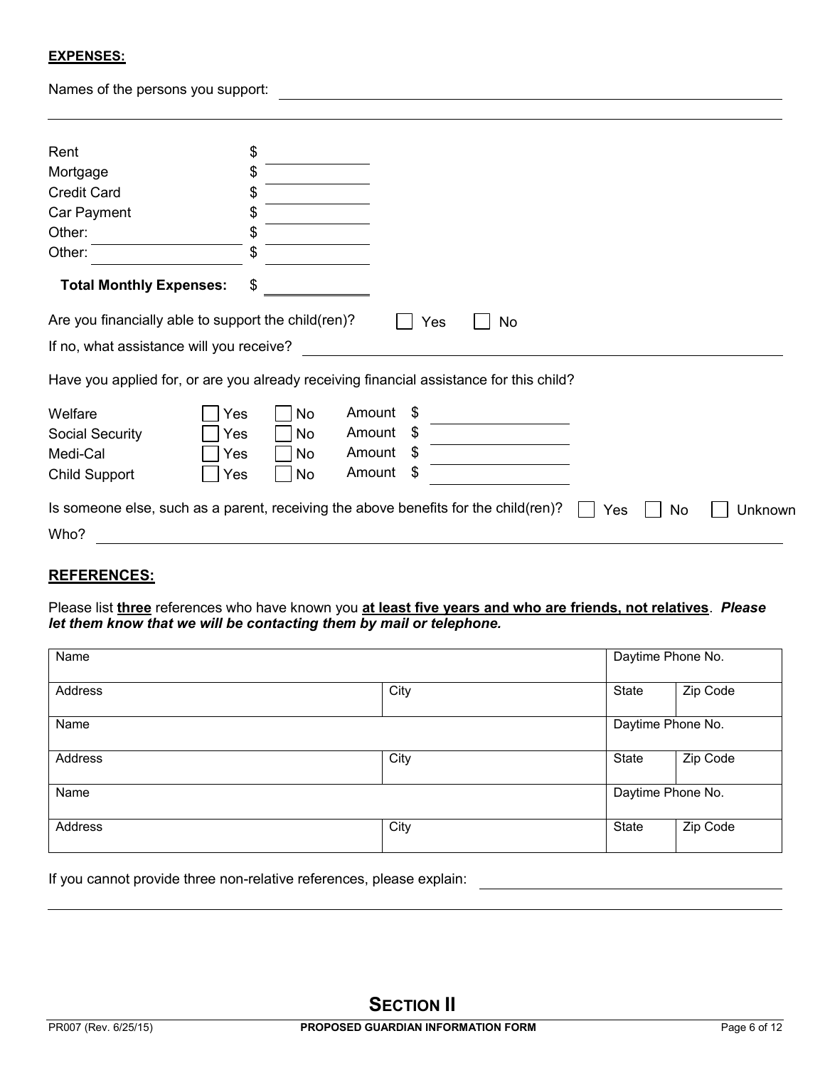**EXPENSES:**

Names of the persons you support: ______________________________________________

_______________________________________________________________________________

| | |
|---|---|
| Rent | $ ________ |
| Mortgage | $ ________ |
| Credit Card | $ ________ |
| Car Payment | $ ________ |
| Other: ________ | $ ________ |
| Other: ________ | $ ________ |
| **Total Monthly Expenses:** | $ ________ |

Are you financially able to support the child(ren)? ☐ Yes ☐ No

If no, what assistance will you receive? ______________________________________________

Have you applied for, or are you already receiving financial assistance for this child?

| | | | |
|---|---|---|---|
| Welfare | ☐ Yes | ☐ No | Amount $ ________ |
| Social Security | ☐ Yes | ☐ No | Amount $ ________ |
| Medi-Cal | ☐ Yes | ☐ No | Amount $ ________ |
| Child Support | ☐ Yes | ☐ No | Amount $ ________ |

Is someone else, such as a parent, receiving the above benefits for the child(ren)? ☐ Yes ☐ No ☐ Unknown

Who? ______________________________________________

**REFERENCES:**

Please list **three** references who have known you **at least five years and who are friends, not relatives**. ***Please let them know that we will be contacting them by mail or telephone.***

| Name | | Daytime Phone No. | |
|---|---|---|---|
| Address | City | State | Zip Code |
| Name | | Daytime Phone No. | |
| Address | City | State | Zip Code |
| Name | | Daytime Phone No. | |
| Address | City | State | Zip Code |

If you cannot provide three non-relative references, please explain: ______________________________________________

_______________________________________________________________________________

## SECTION II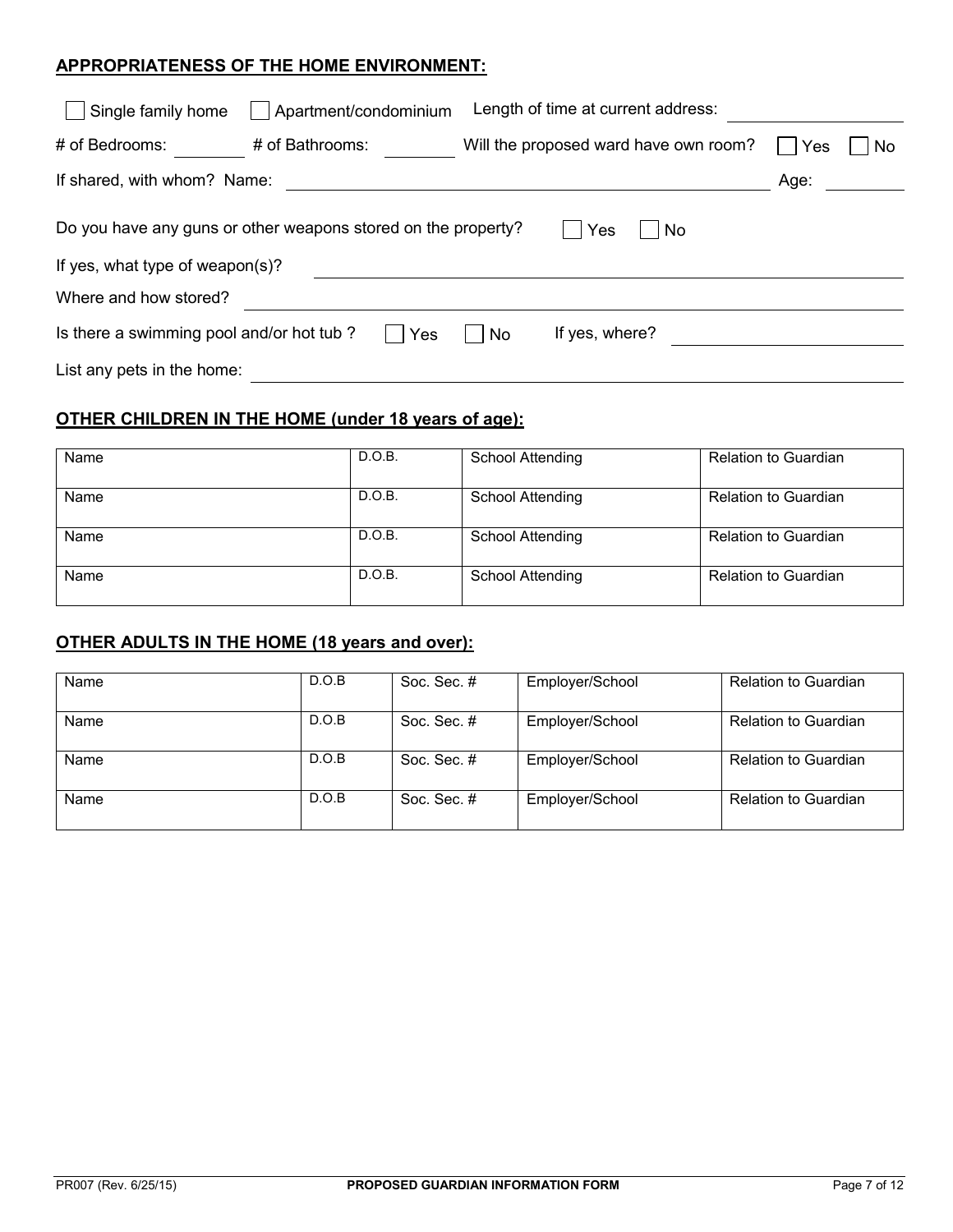**APPROPRIATENESS OF THE HOME ENVIRONMENT:**

☐ Single family home ☐ Apartment/condominium Length of time at current address: ____________

# of Bedrooms: ________ # of Bathrooms: ________ Will the proposed ward have own room? ☐ Yes ☐ No

If shared, with whom? Name: ________________________________ Age: ________

Do you have any guns or other weapons stored on the property? ☐ Yes ☐ No

If yes, what type of weapon(s)? ________________________________

Where and how stored? ________________________________

Is there a swimming pool and/or hot tub ? ☐ Yes ☐ No If yes, where? ____________

List any pets in the home: ________________________________

**OTHER CHILDREN IN THE HOME (under 18 years of age):**

| Name | D.O.B. | School Attending | Relation to Guardian |
|---|---|---|---|
| Name | D.O.B. | School Attending | Relation to Guardian |
| Name | D.O.B. | School Attending | Relation to Guardian |
| Name | D.O.B. | School Attending | Relation to Guardian |

**OTHER ADULTS IN THE HOME (18 years and over):**

| Name | D.O.B | Soc. Sec. # | Employer/School | Relation to Guardian |
|---|---|---|---|---|
| Name | D.O.B | Soc. Sec. # | Employer/School | Relation to Guardian |
| Name | D.O.B | Soc. Sec. # | Employer/School | Relation to Guardian |
| Name | D.O.B | Soc. Sec. # | Employer/School | Relation to Guardian |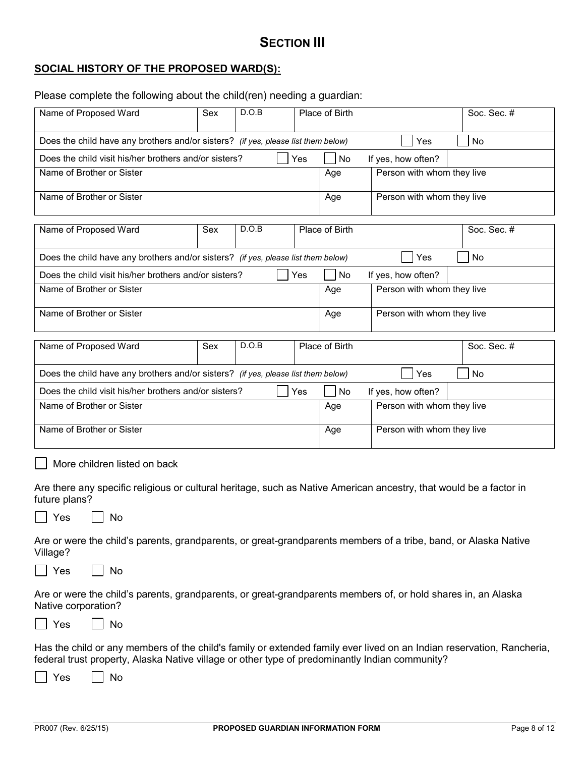# SECTION III

## SOCIAL HISTORY OF THE PROPOSED WARD(S):

Please complete the following about the child(ren) needing a guardian:

| Name of Proposed Ward | Sex | D.O.B | Place of Birth | Soc. Sec. # |
|---|---|---|---|---|
| Does the child have any brothers and/or sisters? *(if yes, please list them below)* | | | ☐ Yes | ☐ No |
| Does the child visit his/her brothers and/or sisters? ☐ Yes ☐ No | | | If yes, how often? | |
| Name of Brother or Sister | | Age | Person with whom they live | |
| Name of Brother or Sister | | Age | Person with whom they live | |

| Name of Proposed Ward | Sex | D.O.B | Place of Birth | Soc. Sec. # |
|---|---|---|---|---|
| Does the child have any brothers and/or sisters? *(if yes, please list them below)* | | | ☐ Yes | ☐ No |
| Does the child visit his/her brothers and/or sisters? ☐ Yes ☐ No | | | If yes, how often? | |
| Name of Brother or Sister | | Age | Person with whom they live | |
| Name of Brother or Sister | | Age | Person with whom they live | |

| Name of Proposed Ward | Sex | D.O.B | Place of Birth | Soc. Sec. # |
|---|---|---|---|---|
| Does the child have any brothers and/or sisters? *(if yes, please list them below)* | | | ☐ Yes | ☐ No |
| Does the child visit his/her brothers and/or sisters? ☐ Yes ☐ No | | | If yes, how often? | |
| Name of Brother or Sister | | Age | Person with whom they live | |
| Name of Brother or Sister | | Age | Person with whom they live | |

☐ More children listed on back

Are there any specific religious or cultural heritage, such as Native American ancestry, that would be a factor in future plans?

☐ Yes ☐ No

Are or were the child's parents, grandparents, or great-grandparents members of a tribe, band, or Alaska Native Village?

☐ Yes ☐ No

Are or were the child's parents, grandparents, or great-grandparents members of, or hold shares in, an Alaska Native corporation?

☐ Yes ☐ No

Has the child or any members of the child's family or extended family ever lived on an Indian reservation, Rancheria, federal trust property, Alaska Native village or other type of predominantly Indian community?

☐ Yes ☐ No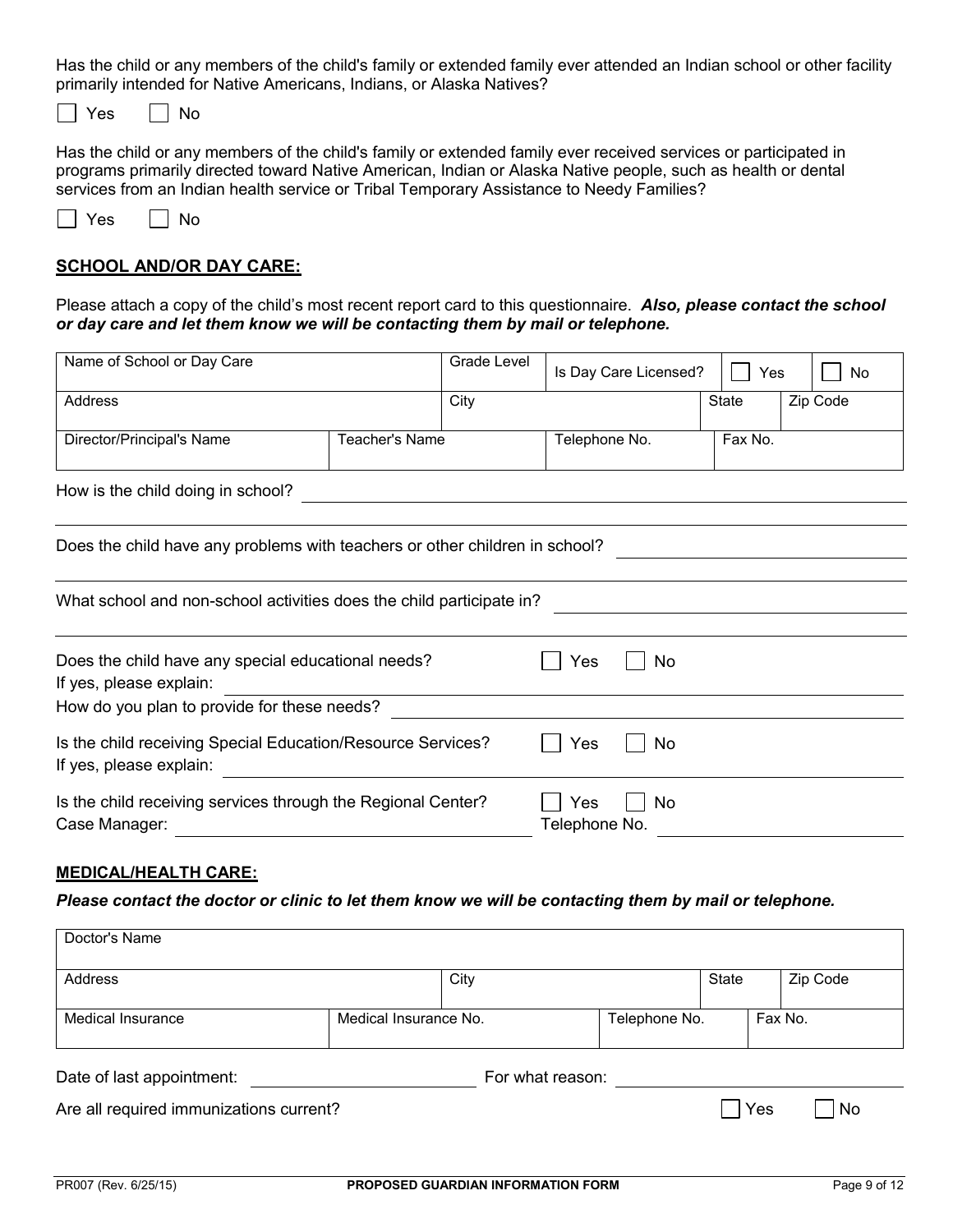Has the child or any members of the child's family or extended family ever attended an Indian school or other facility primarily intended for Native Americans, Indians, or Alaska Natives?

☐ Yes ☐ No

Has the child or any members of the child's family or extended family ever received services or participated in programs primarily directed toward Native American, Indian or Alaska Native people, such as health or dental services from an Indian health service or Tribal Temporary Assistance to Needy Families?

☐ Yes ☐ No

## SCHOOL AND/OR DAY CARE:

Please attach a copy of the child's most recent report card to this questionnaire. ***Also, please contact the school or day care and let them know we will be contacting them by mail or telephone.***

| Name of School or Day Care | | Grade Level | Is Day Care Licensed? | ☐ Yes | ☐ No |
|---|---|---|---|---|---|
| Address | | City | | State | Zip Code |
| Director/Principal's Name | Teacher's Name | | Telephone No. | Fax No. | |

How is the child doing in school? ______________________________

Does the child have any problems with teachers or other children in school? ______________________________

What school and non-school activities does the child participate in? ______________________________

Does the child have any special educational needs? ☐ Yes ☐ No
If yes, please explain: ______________________________
How do you plan to provide for these needs? ______________________________

Is the child receiving Special Education/Resource Services? ☐ Yes ☐ No
If yes, please explain: ______________________________

Is the child receiving services through the Regional Center? ☐ Yes ☐ No
Case Manager: ______________________________ Telephone No. ______________________________

## MEDICAL/HEALTH CARE:

***Please contact the doctor or clinic to let them know we will be contacting them by mail or telephone.***

| Doctor's Name | | | | | |
|---|---|---|---|---|---|
| Address | | City | | State | Zip Code |
| Medical Insurance | Medical Insurance No. | | Telephone No. | Fax No. | |

Date of last appointment: ______________________________ For what reason: ______________________________

Are all required immunizations current? ☐ Yes ☐ No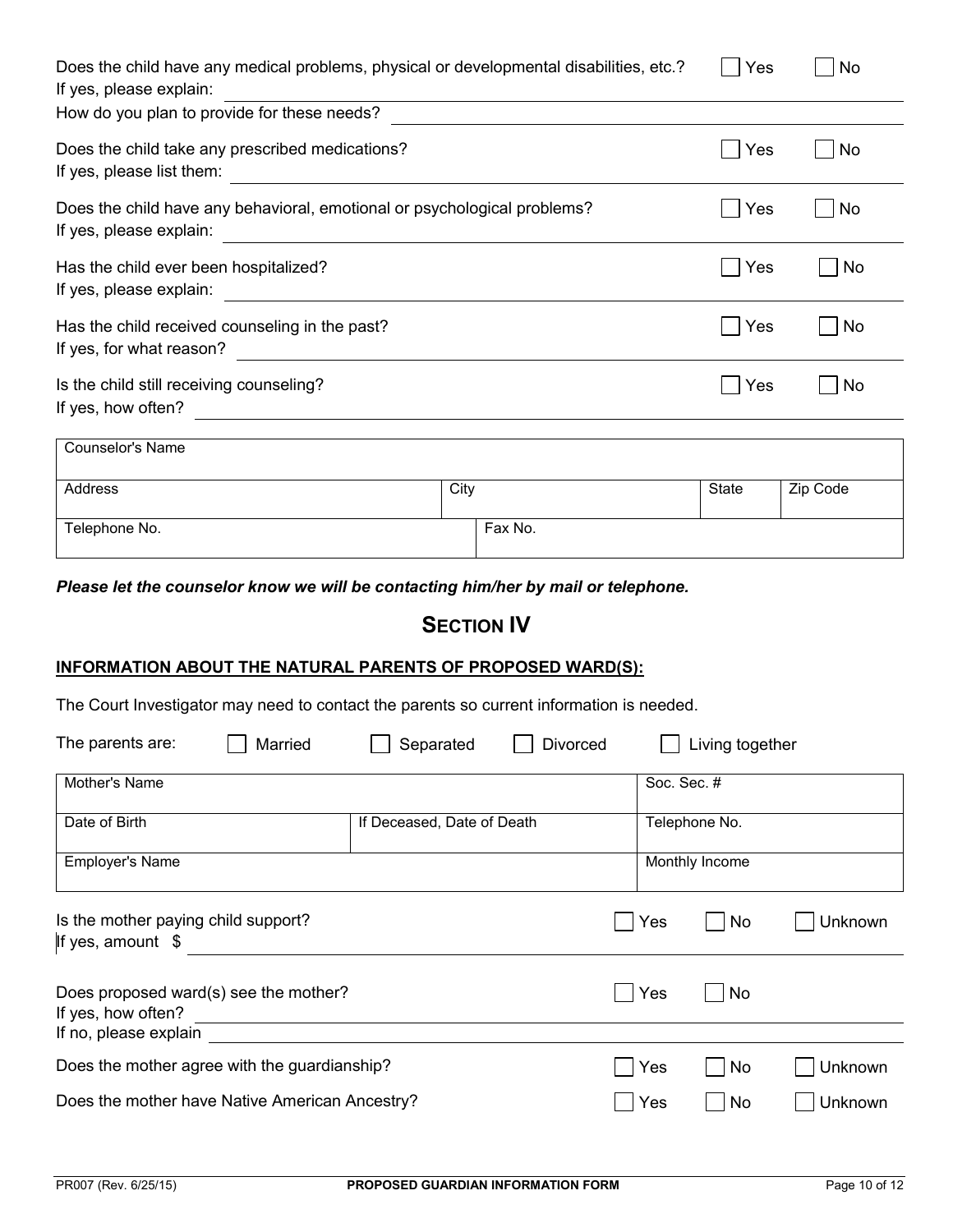Does the child have any medical problems, physical or developmental disabilities, etc.? ☐ Yes ☐ No

If yes, please explain: ____________________

How do you plan to provide for these needs? ____________________

Does the child take any prescribed medications? ☐ Yes ☐ No

If yes, please list them: ____________________

Does the child have any behavioral, emotional or psychological problems? ☐ Yes ☐ No

If yes, please explain: ____________________

Has the child ever been hospitalized? ☐ Yes ☐ No

If yes, please explain: ____________________

Has the child received counseling in the past? ☐ Yes ☐ No

If yes, for what reason? ____________________

Is the child still receiving counseling? ☐ Yes ☐ No

If yes, how often? ____________________

| Counselor's Name | | | |
|---|---|---|---|
| Address | City | State | Zip Code |
| Telephone No. | Fax No. | | |

***Please let the counselor know we will be contacting him/her by mail or telephone.***

## SECTION IV

**INFORMATION ABOUT THE NATURAL PARENTS OF PROPOSED WARD(S):**

The Court Investigator may need to contact the parents so current information is needed.

The parents are: ☐ Married ☐ Separated ☐ Divorced ☐ Living together

| Mother's Name | | Soc. Sec. # |
|---|---|---|
| Date of Birth | If Deceased, Date of Death | Telephone No. |
| Employer's Name | | Monthly Income |

Is the mother paying child support? ☐ Yes ☐ No ☐ Unknown

If yes, amount $ ____________________

Does proposed ward(s) see the mother? ☐ Yes ☐ No

If yes, how often? ____________________

If no, please explain ____________________

Does the mother agree with the guardianship? ☐ Yes ☐ No ☐ Unknown

Does the mother have Native American Ancestry? ☐ Yes ☐ No ☐ Unknown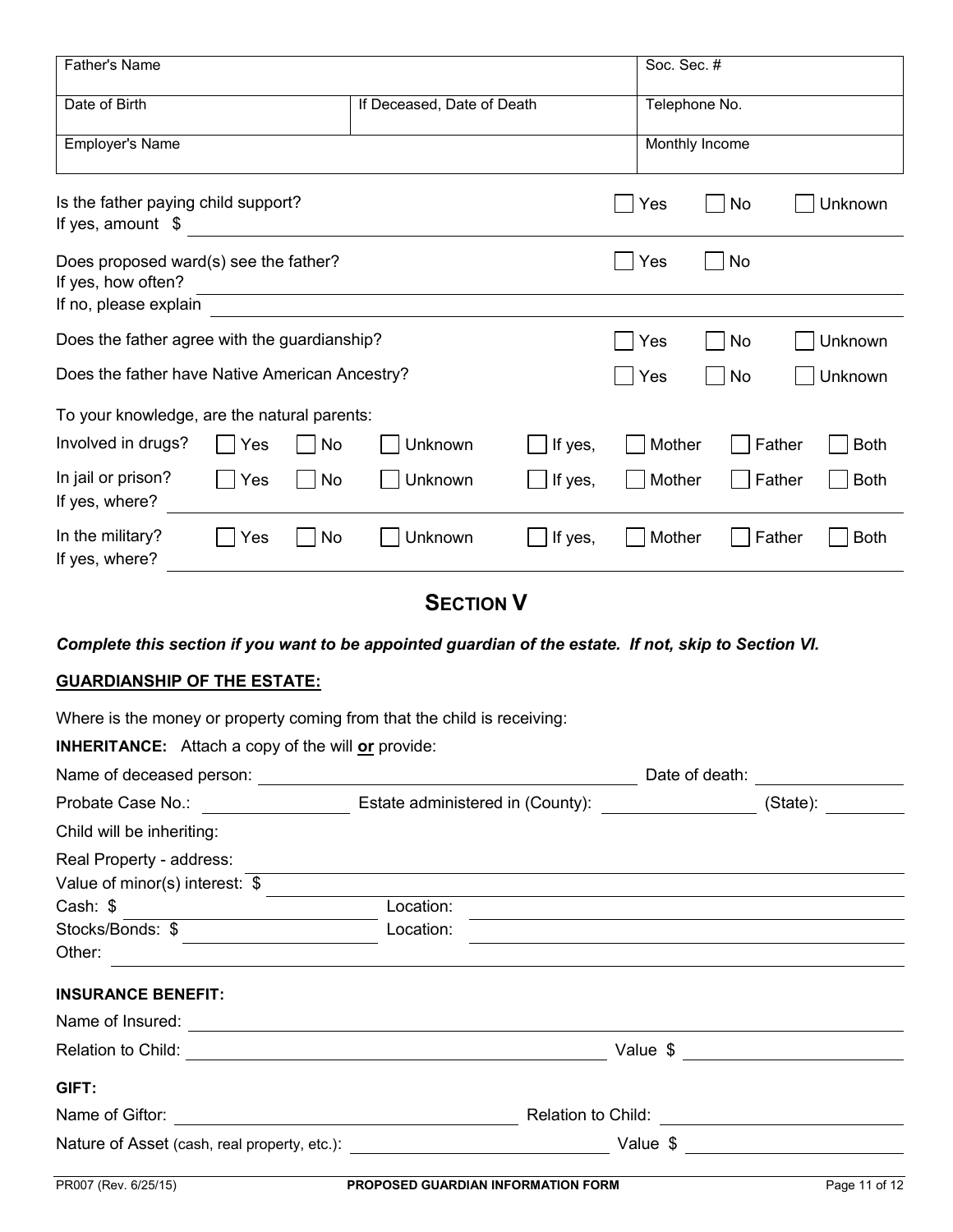| Father's Name | | Soc. Sec. # |
|---|---|---|
| Date of Birth | If Deceased, Date of Death | Telephone No. |
| Employer's Name | | Monthly Income |

Is the father paying child support? ☐ Yes ☐ No ☐ Unknown
If yes, amount $ ______________________

Does proposed ward(s) see the father? ☐ Yes ☐ No
If yes, how often? ______________________
If no, please explain ______________________

Does the father agree with the guardianship? ☐ Yes ☐ No ☐ Unknown

Does the father have Native American Ancestry? ☐ Yes ☐ No ☐ Unknown

To your knowledge, are the natural parents:

Involved in drugs? ☐ Yes ☐ No ☐ Unknown ☐ If yes, ☐ Mother ☐ Father ☐ Both

In jail or prison? ☐ Yes ☐ No ☐ Unknown ☐ If yes, ☐ Mother ☐ Father ☐ Both
If yes, where? ______________________

In the military? ☐ Yes ☐ No ☐ Unknown ☐ If yes, ☐ Mother ☐ Father ☐ Both
If yes, where? ______________________

# SECTION V

***Complete this section if you want to be appointed guardian of the estate. If not, skip to Section VI.***

**GUARDIANSHIP OF THE ESTATE:**

Where is the money or property coming from that the child is receiving:

**INHERITANCE:** Attach a copy of the will **or** provide:

Name of deceased person: ______________________ Date of death: ____________

Probate Case No.: ____________ Estate administered in (County): ____________ (State): ________

Child will be inheriting:

Real Property - address: ______________________

Value of minor(s) interest: $ ______________________

Cash: $ ____________ Location: ______________________

Stocks/Bonds: $ ____________ Location: ______________________

Other: ______________________

**INSURANCE BENEFIT:**

Name of Insured: ______________________

Relation to Child: ______________________ Value $ ____________

**GIFT:**

Name of Giftor: ______________________ Relation to Child: ____________

Nature of Asset (cash, real property, etc.): ______________________ Value $ ____________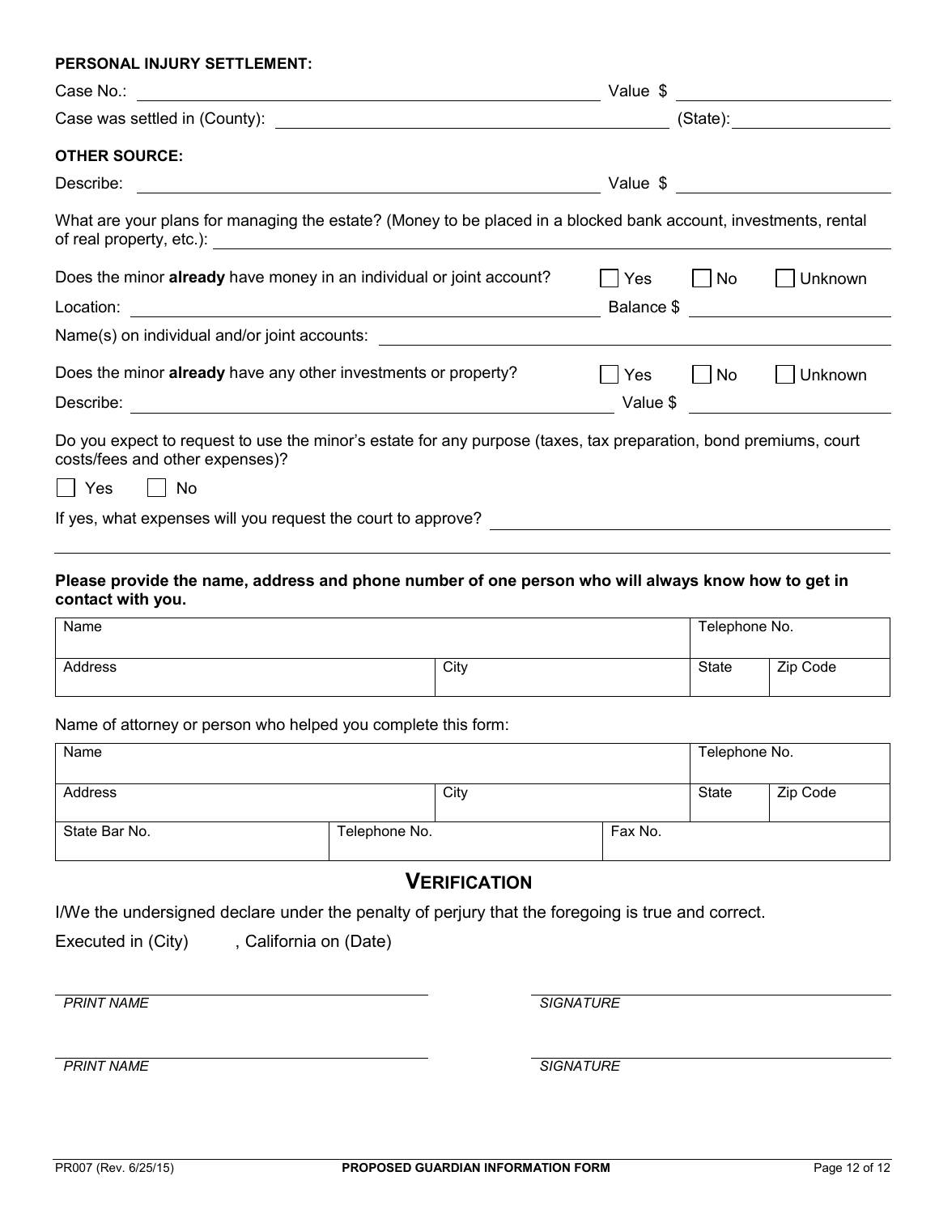**PERSONAL INJURY SETTLEMENT:**

Case No.: ______________________________ Value $ ______________

Case was settled in (County): ______________________________ (State): ______________

**OTHER SOURCE:**

Describe: ______________________________ Value $ ______________

What are your plans for managing the estate? (Money to be placed in a blocked bank account, investments, rental of real property, etc.): ______________________________

Does the minor **already** have money in an individual or joint account? ☐ Yes ☐ No ☐ Unknown

Location: ______________________________ Balance $ ______________

Name(s) on individual and/or joint accounts: ______________________________

Does the minor **already** have any other investments or property? ☐ Yes ☐ No ☐ Unknown

Describe: ______________________________ Value $ ______________

Do you expect to request to use the minor's estate for any purpose (taxes, tax preparation, bond premiums, court costs/fees and other expenses)?

☐ Yes ☐ No

If yes, what expenses will you request the court to approve? ______________________________

**Please provide the name, address and phone number of one person who will always know how to get in contact with you.**

| | | | |
|---|---|---|---|
| Name | | Telephone No. | |
| Address | City | State | Zip Code |

Name of attorney or person who helped you complete this form:

| | | | | |
|---|---|---|---|---|
| Name | | | Telephone No. | |
| Address | | City | State | Zip Code |
| State Bar No. | Telephone No. | Fax No. | | |

## VERIFICATION

I/We the undersigned declare under the penalty of perjury that the foregoing is true and correct.

Executed in (City) , California on (Date)

______________________________ ______________________________
*PRINT NAME* *SIGNATURE*

______________________________ ______________________________
*PRINT NAME* *SIGNATURE*

PR007 (Rev. 6/25/15) **PROPOSED GUARDIAN INFORMATION FORM**